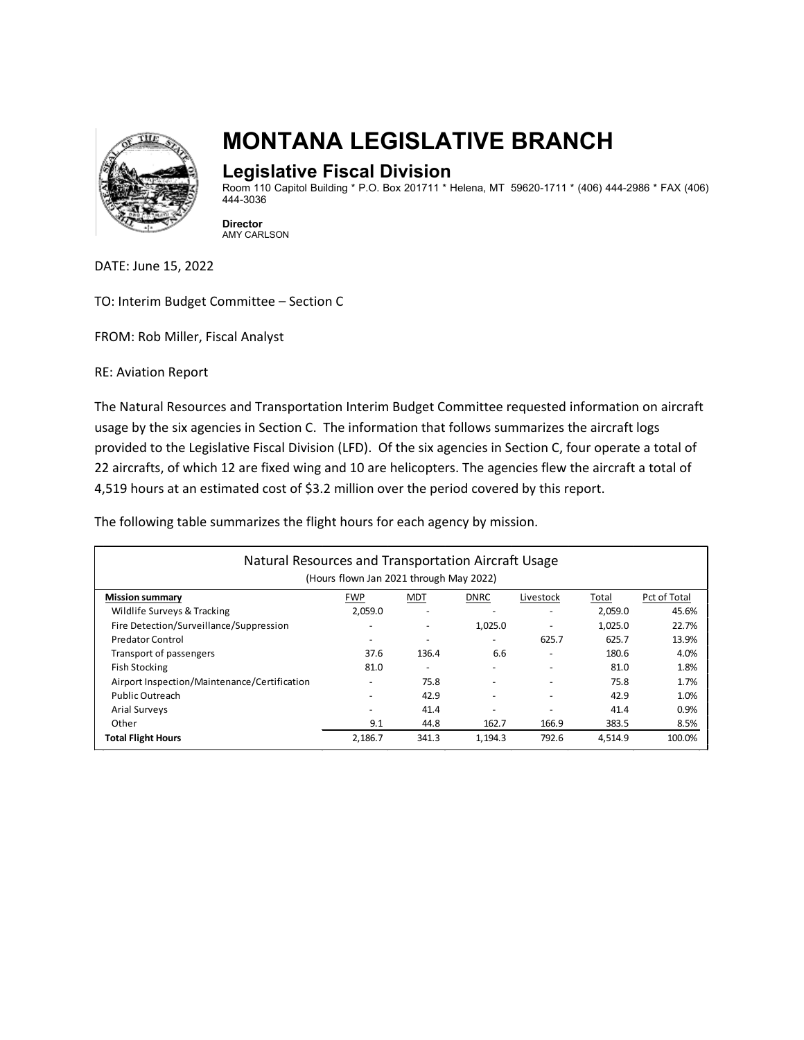# MONTANA LEGISLATIVE BRANCH

## Legislative Fiscal Division

Room 110 Capitol Building * P.O. Box 201711 * Helena, MT 59620-1711 * (406) 444-2986 * FAX (406) 444-3036

**Director**
AMY CARLSON

DATE: June 15, 2022

TO: Interim Budget Committee – Section C

FROM: Rob Miller, Fiscal Analyst

RE: Aviation Report

The Natural Resources and Transportation Interim Budget Committee requested information on aircraft usage by the six agencies in Section C. The information that follows summarizes the aircraft logs provided to the Legislative Fiscal Division (LFD). Of the six agencies in Section C, four operate a total of 22 aircrafts, of which 12 are fixed wing and 10 are helicopters. The agencies flew the aircraft a total of 4,519 hours at an estimated cost of $3.2 million over the period covered by this report.

The following table summarizes the flight hours for each agency by mission.

Natural Resources and Transportation Aircraft Usage
(Hours flown Jan 2021 through May 2022)

| Mission summary | FWP | MDT | DNRC | Livestock | Total | Pct of Total |
|---|---|---|---|---|---|---|
| Wildlife Surveys & Tracking | 2,059.0 | - | - | - | 2,059.0 | 45.6% |
| Fire Detection/Surveillance/Suppression | - | - | 1,025.0 | - | 1,025.0 | 22.7% |
| Predator Control | - | - | - | 625.7 | 625.7 | 13.9% |
| Transport of passengers | 37.6 | 136.4 | 6.6 | - | 180.6 | 4.0% |
| Fish Stocking | 81.0 | - | - | - | 81.0 | 1.8% |
| Airport Inspection/Maintenance/Certification | - | 75.8 | - | - | 75.8 | 1.7% |
| Public Outreach | - | 42.9 | - | - | 42.9 | 1.0% |
| Arial Surveys | - | 41.4 | - | - | 41.4 | 0.9% |
| Other | 9.1 | 44.8 | 162.7 | 166.9 | 383.5 | 8.5% |
| **Total Flight Hours** | 2,186.7 | 341.3 | 1,194.3 | 792.6 | 4,514.9 | 100.0% |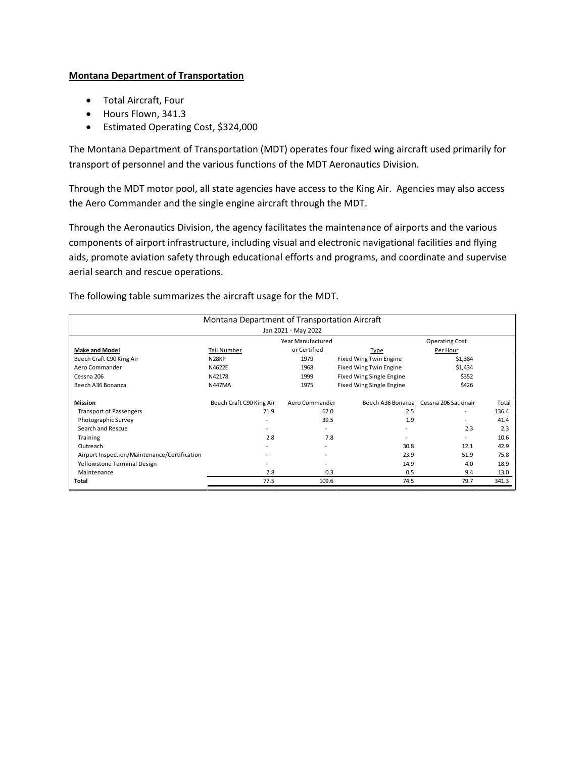**Montana Department of Transportation**

- Total Aircraft, Four
- Hours Flown, 341.3
- Estimated Operating Cost, $324,000

The Montana Department of Transportation (MDT) operates four fixed wing aircraft used primarily for transport of personnel and the various functions of the MDT Aeronautics Division.

Through the MDT motor pool, all state agencies have access to the King Air. Agencies may also access the Aero Commander and the single engine aircraft through the MDT.

Through the Aeronautics Division, the agency facilitates the maintenance of airports and the various components of airport infrastructure, including visual and electronic navigational facilities and flying aids, promote aviation safety through educational efforts and programs, and coordinate and supervise aerial search and rescue operations.

The following table summarizes the aircraft usage for the MDT.

Montana Department of Transportation Aircraft
Jan 2021 - May 2022

| Make and Model | Tail Number | Year Manufactured or Certified | Type | Operating Cost Per Hour |
|---|---|---|---|---|
| Beech Craft C90 King Air | N28KP | 1979 | Fixed Wing Twin Engine | $1,384 |
| Aero Commander | N4622E | 1968 | Fixed Wing Twin Engine | $1,434 |
| Cessna 206 | N42178 | 1999 | Fixed Wing Single Engine | $352 |
| Beech A36 Bonanza | N447MA | 1975 | Fixed Wing Single Engine | $426 |

| Mission | Beech Craft C90 King Air | Aero Commander | Beech A36 Bonanza | Cessna 206 Sationair | Total |
|---|---|---|---|---|---|
| Transport of Passengers | 71.9 | 62.0 | 2.5 | - | 136.4 |
| Photographic Survey | - | 39.5 | 1.9 | - | 41.4 |
| Search and Rescue | - | - | - | 2.3 | 2.3 |
| Training | 2.8 | 7.8 | - | - | 10.6 |
| Outreach | - | - | 30.8 | 12.1 | 42.9 |
| Airport Inspection/Maintenance/Certification | - | - | 23.9 | 51.9 | 75.8 |
| Yellowstone Terminal Design | - | - | 14.9 | 4.0 | 18.9 |
| Maintenance | 2.8 | 0.3 | 0.5 | 9.4 | 13.0 |
| **Total** | 77.5 | 109.6 | 74.5 | 79.7 | 341.3 |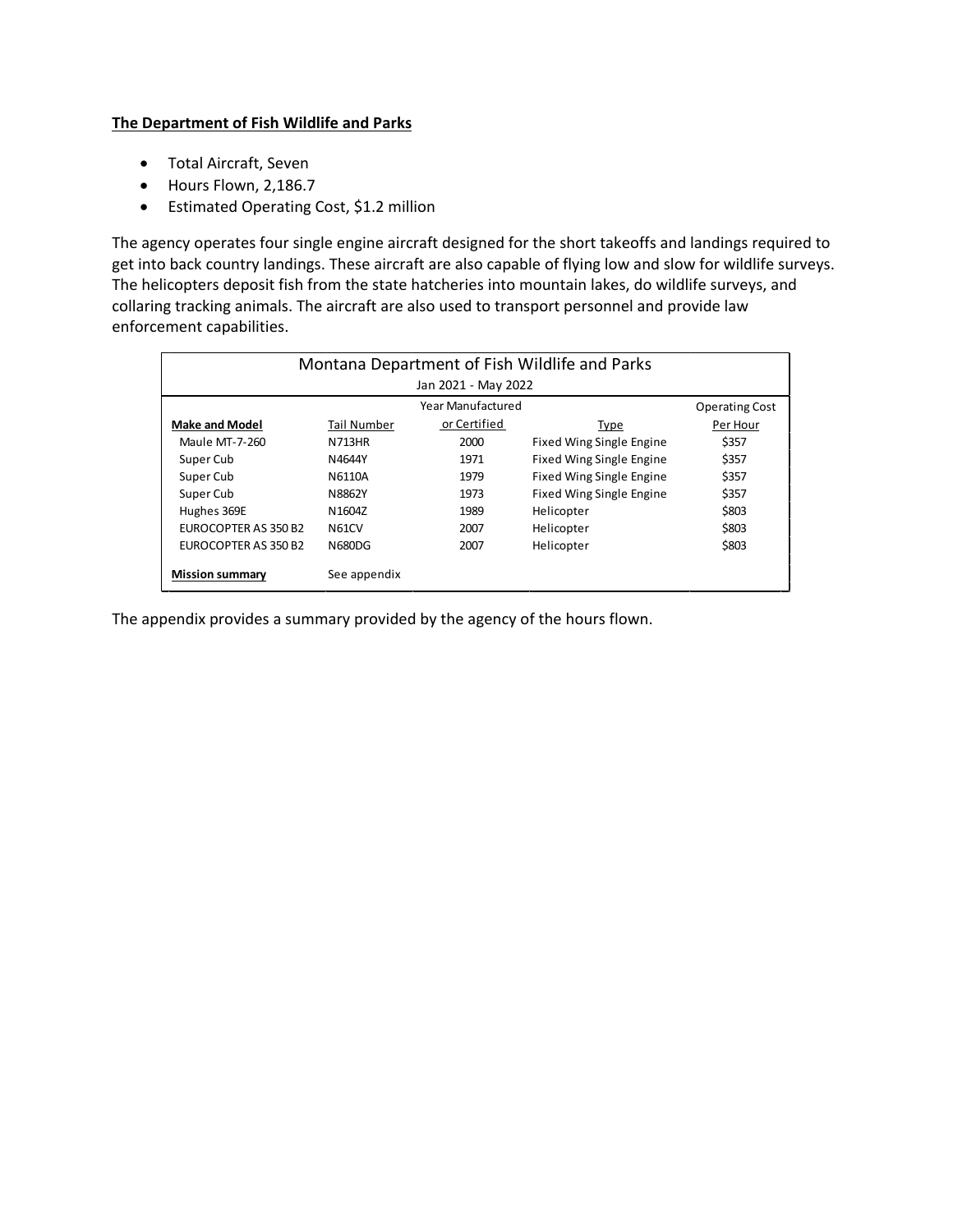**The Department of Fish Wildlife and Parks**

- Total Aircraft, Seven
- Hours Flown, 2,186.7
- Estimated Operating Cost, $1.2 million

The agency operates four single engine aircraft designed for the short takeoffs and landings required to get into back country landings. These aircraft are also capable of flying low and slow for wildlife surveys. The helicopters deposit fish from the state hatcheries into mountain lakes, do wildlife surveys, and collaring tracking animals. The aircraft are also used to transport personnel and provide law enforcement capabilities.

| Montana Department of Fish Wildlife and Parks | | | | |
|---|---|---|---|---|
| Jan 2021 - May 2022 | | | | |
| **Make and Model** | Tail Number | Year Manufactured or Certified | Type | Operating Cost Per Hour |
| Maule MT-7-260 | N713HR | 2000 | Fixed Wing Single Engine | $357 |
| Super Cub | N4644Y | 1971 | Fixed Wing Single Engine | $357 |
| Super Cub | N6110A | 1979 | Fixed Wing Single Engine | $357 |
| Super Cub | N8862Y | 1973 | Fixed Wing Single Engine | $357 |
| Hughes 369E | N1604Z | 1989 | Helicopter | $803 |
| EUROCOPTER AS 350 B2 | N61CV | 2007 | Helicopter | $803 |
| EUROCOPTER AS 350 B2 | N680DG | 2007 | Helicopter | $803 |
| **Mission summary** | See appendix | | | |

The appendix provides a summary provided by the agency of the hours flown.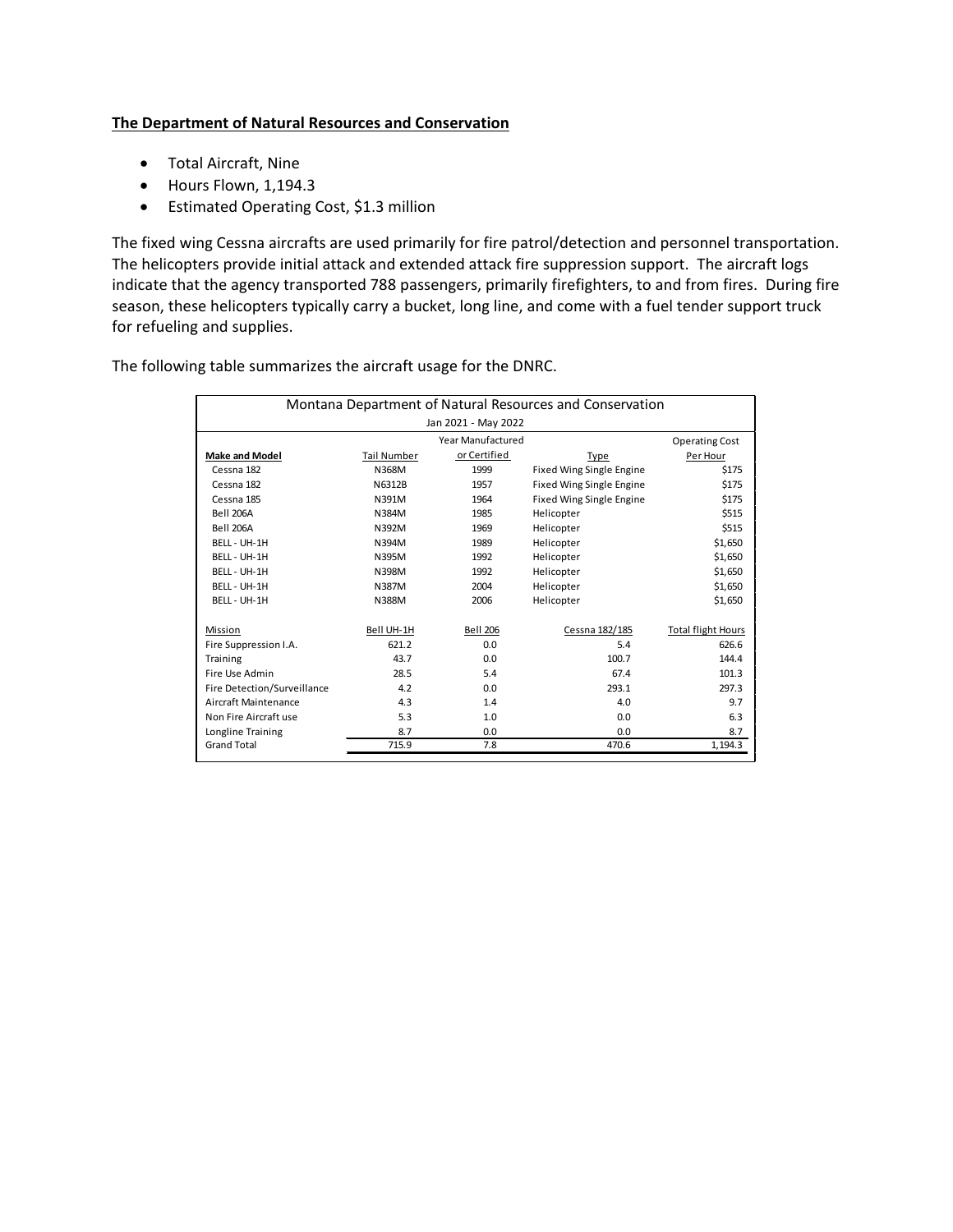**The Department of Natural Resources and Conservation**

- Total Aircraft, Nine
- Hours Flown, 1,194.3
- Estimated Operating Cost, $1.3 million

The fixed wing Cessna aircrafts are used primarily for fire patrol/detection and personnel transportation. The helicopters provide initial attack and extended attack fire suppression support. The aircraft logs indicate that the agency transported 788 passengers, primarily firefighters, to and from fires. During fire season, these helicopters typically carry a bucket, long line, and come with a fuel tender support truck for refueling and supplies.

The following table summarizes the aircraft usage for the DNRC.

| Montana Department of Natural Resources and Conservation | | | | |
|---|---|---|---|---|
| Jan 2021 - May 2022 | | | | |
| **Make and Model** | Tail Number | Year Manufactured or Certified | Type | Operating Cost Per Hour |
| Cessna 182 | N368M | 1999 | Fixed Wing Single Engine | $175 |
| Cessna 182 | N6312B | 1957 | Fixed Wing Single Engine | $175 |
| Cessna 185 | N391M | 1964 | Fixed Wing Single Engine | $175 |
| Bell 206A | N384M | 1985 | Helicopter | $515 |
| Bell 206A | N392M | 1969 | Helicopter | $515 |
| BELL - UH-1H | N394M | 1989 | Helicopter | $1,650 |
| BELL - UH-1H | N395M | 1992 | Helicopter | $1,650 |
| BELL - UH-1H | N398M | 1992 | Helicopter | $1,650 |
| BELL - UH-1H | N387M | 2004 | Helicopter | $1,650 |
| BELL - UH-1H | N388M | 2006 | Helicopter | $1,650 |

| Mission | Bell UH-1H | Bell 206 | Cessna 182/185 | Total flight Hours |
|---|---|---|---|---|
| Fire Suppression I.A. | 621.2 | 0.0 | 5.4 | 626.6 |
| Training | 43.7 | 0.0 | 100.7 | 144.4 |
| Fire Use Admin | 28.5 | 5.4 | 67.4 | 101.3 |
| Fire Detection/Surveillance | 4.2 | 0.0 | 293.1 | 297.3 |
| Aircraft Maintenance | 4.3 | 1.4 | 4.0 | 9.7 |
| Non Fire Aircraft use | 5.3 | 1.0 | 0.0 | 6.3 |
| Longline Training | 8.7 | 0.0 | 0.0 | 8.7 |
| Grand Total | 715.9 | 7.8 | 470.6 | 1,194.3 |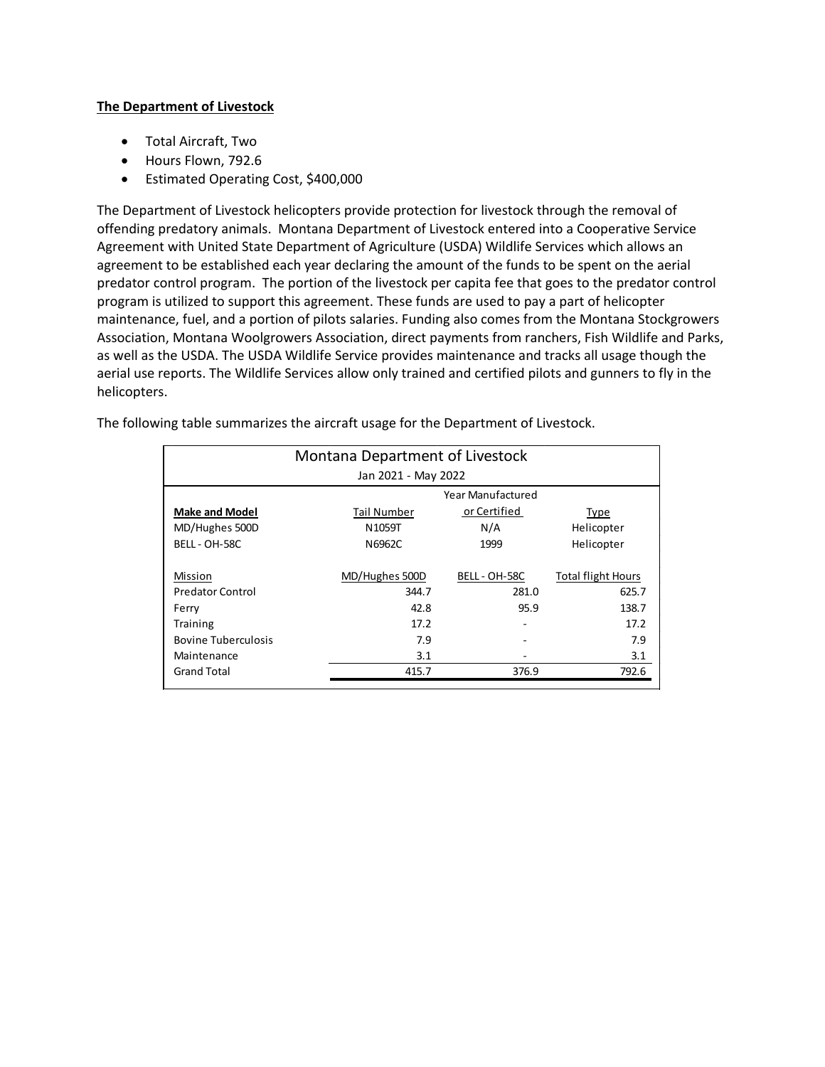**The Department of Livestock**

- Total Aircraft, Two
- Hours Flown, 792.6
- Estimated Operating Cost, $400,000

The Department of Livestock helicopters provide protection for livestock through the removal of offending predatory animals. Montana Department of Livestock entered into a Cooperative Service Agreement with United State Department of Agriculture (USDA) Wildlife Services which allows an agreement to be established each year declaring the amount of the funds to be spent on the aerial predator control program. The portion of the livestock per capita fee that goes to the predator control program is utilized to support this agreement. These funds are used to pay a part of helicopter maintenance, fuel, and a portion of pilots salaries. Funding also comes from the Montana Stockgrowers Association, Montana Woolgrowers Association, direct payments from ranchers, Fish Wildlife and Parks, as well as the USDA. The USDA Wildlife Service provides maintenance and tracks all usage though the aerial use reports. The Wildlife Services allow only trained and certified pilots and gunners to fly in the helicopters.

The following table summarizes the aircraft usage for the Department of Livestock.

| Montana Department of Livestock<br>Jan 2021 - May 2022 | | | |
|---|---|---|---|
| **Make and Model** | Tail Number | Year Manufactured or Certified | Type |
| MD/Hughes 500D | N1059T | N/A | Helicopter |
| BELL - OH-58C | N6962C | 1999 | Helicopter |
| Mission | MD/Hughes 500D | BELL - OH-58C | Total flight Hours |
| Predator Control | 344.7 | 281.0 | 625.7 |
| Ferry | 42.8 | 95.9 | 138.7 |
| Training | 17.2 | - | 17.2 |
| Bovine Tuberculosis | 7.9 | - | 7.9 |
| Maintenance | 3.1 | - | 3.1 |
| Grand Total | 415.7 | 376.9 | 792.6 |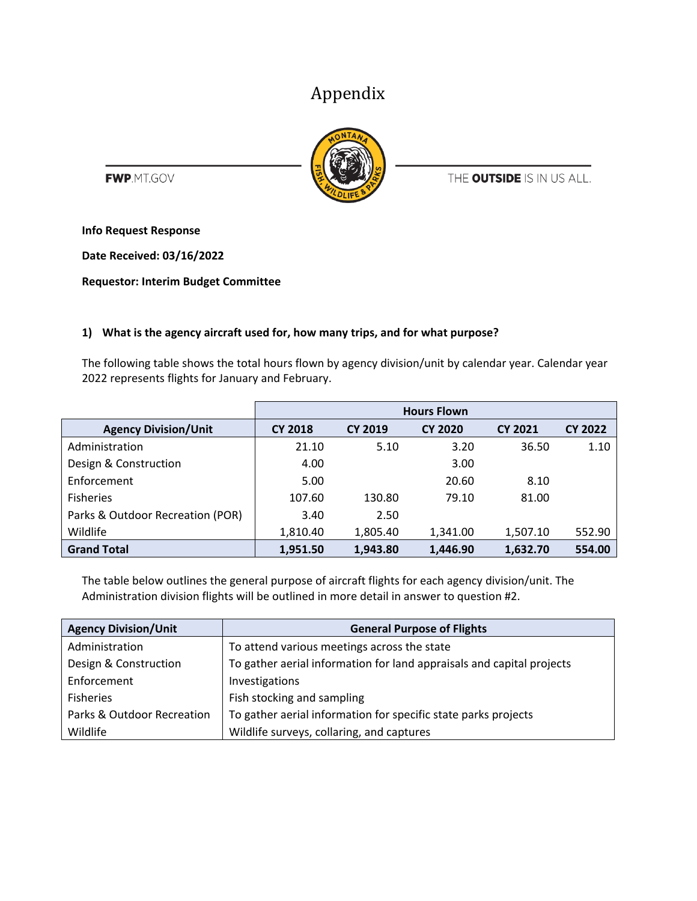# Appendix

FWP.MT.GOV

THE **OUTSIDE** IS IN US ALL.

**Info Request Response**

**Date Received: 03/16/2022**

**Requestor: Interim Budget Committee**

**1) What is the agency aircraft used for, how many trips, and for what purpose?**

The following table shows the total hours flown by agency division/unit by calendar year. Calendar year 2022 represents flights for January and February.

| | Hours Flown | | | | |
|---|---|---|---|---|---|
| **Agency Division/Unit** | **CY 2018** | **CY 2019** | **CY 2020** | **CY 2021** | **CY 2022** |
| Administration | 21.10 | 5.10 | 3.20 | 36.50 | 1.10 |
| Design & Construction | 4.00 | | 3.00 | | |
| Enforcement | 5.00 | | 20.60 | 8.10 | |
| Fisheries | 107.60 | 130.80 | 79.10 | 81.00 | |
| Parks & Outdoor Recreation (POR) | 3.40 | 2.50 | | | |
| Wildlife | 1,810.40 | 1,805.40 | 1,341.00 | 1,507.10 | 552.90 |
| **Grand Total** | **1,951.50** | **1,943.80** | **1,446.90** | **1,632.70** | **554.00** |

The table below outlines the general purpose of aircraft flights for each agency division/unit. The Administration division flights will be outlined in more detail in answer to question #2.

| Agency Division/Unit | General Purpose of Flights |
|---|---|
| Administration | To attend various meetings across the state |
| Design & Construction | To gather aerial information for land appraisals and capital projects |
| Enforcement | Investigations |
| Fisheries | Fish stocking and sampling |
| Parks & Outdoor Recreation | To gather aerial information for specific state parks projects |
| Wildlife | Wildlife surveys, collaring, and captures |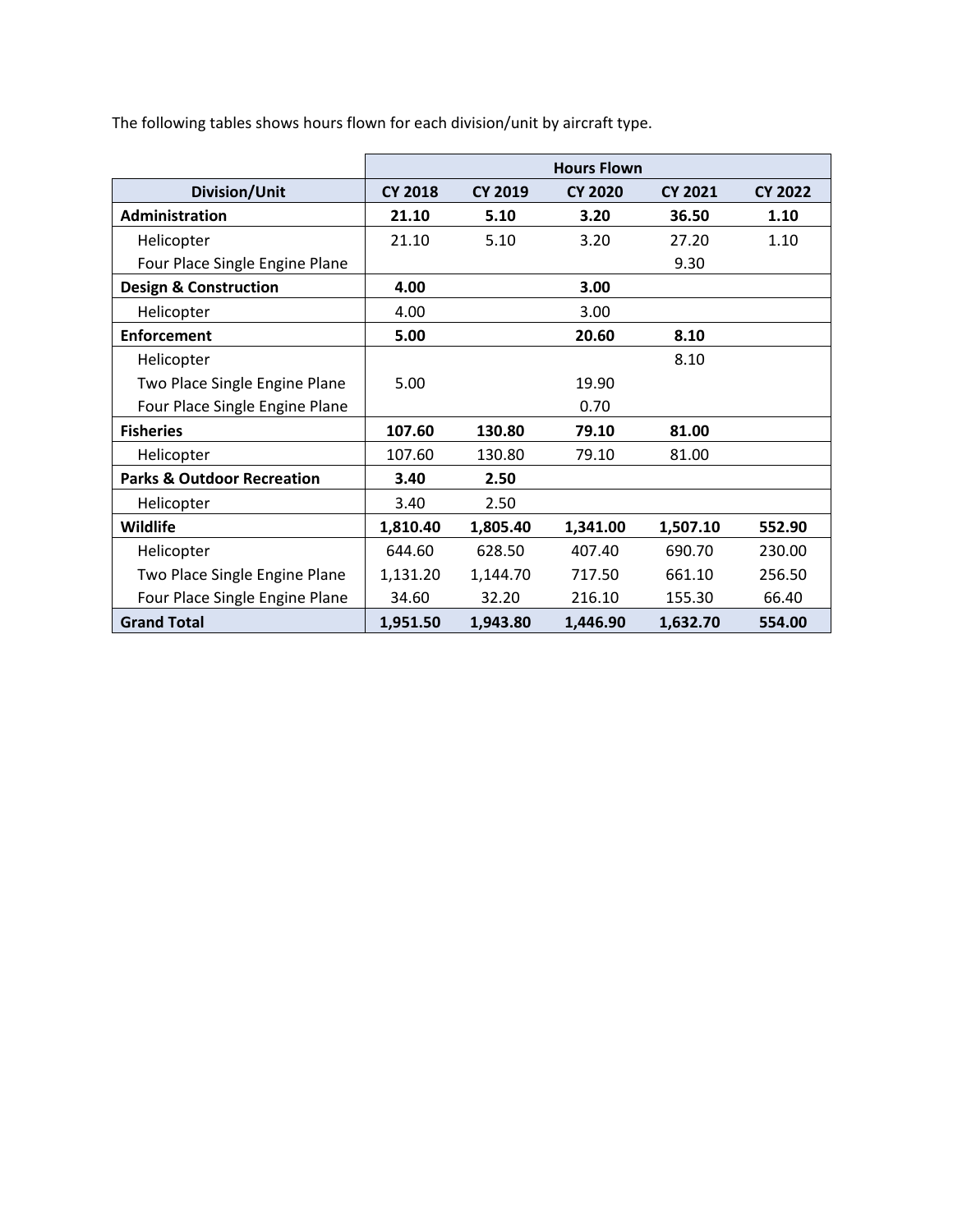The following tables shows hours flown for each division/unit by aircraft type.

| | Hours Flown | | | | |
|---|---|---|---|---|---|
| **Division/Unit** | **CY 2018** | **CY 2019** | **CY 2020** | **CY 2021** | **CY 2022** |
| **Administration** | **21.10** | **5.10** | **3.20** | **36.50** | **1.10** |
| Helicopter | 21.10 | 5.10 | 3.20 | 27.20 | 1.10 |
| Four Place Single Engine Plane | | | | 9.30 | |
| **Design & Construction** | **4.00** | | **3.00** | | |
| Helicopter | 4.00 | | 3.00 | | |
| **Enforcement** | **5.00** | | **20.60** | **8.10** | |
| Helicopter | | | | 8.10 | |
| Two Place Single Engine Plane | 5.00 | | 19.90 | | |
| Four Place Single Engine Plane | | | 0.70 | | |
| **Fisheries** | **107.60** | **130.80** | **79.10** | **81.00** | |
| Helicopter | 107.60 | 130.80 | 79.10 | 81.00 | |
| **Parks & Outdoor Recreation** | **3.40** | **2.50** | | | |
| Helicopter | 3.40 | 2.50 | | | |
| **Wildlife** | **1,810.40** | **1,805.40** | **1,341.00** | **1,507.10** | **552.90** |
| Helicopter | 644.60 | 628.50 | 407.40 | 690.70 | 230.00 |
| Two Place Single Engine Plane | 1,131.20 | 1,144.70 | 717.50 | 661.10 | 256.50 |
| Four Place Single Engine Plane | 34.60 | 32.20 | 216.10 | 155.30 | 66.40 |
| **Grand Total** | **1,951.50** | **1,943.80** | **1,446.90** | **1,632.70** | **554.00** |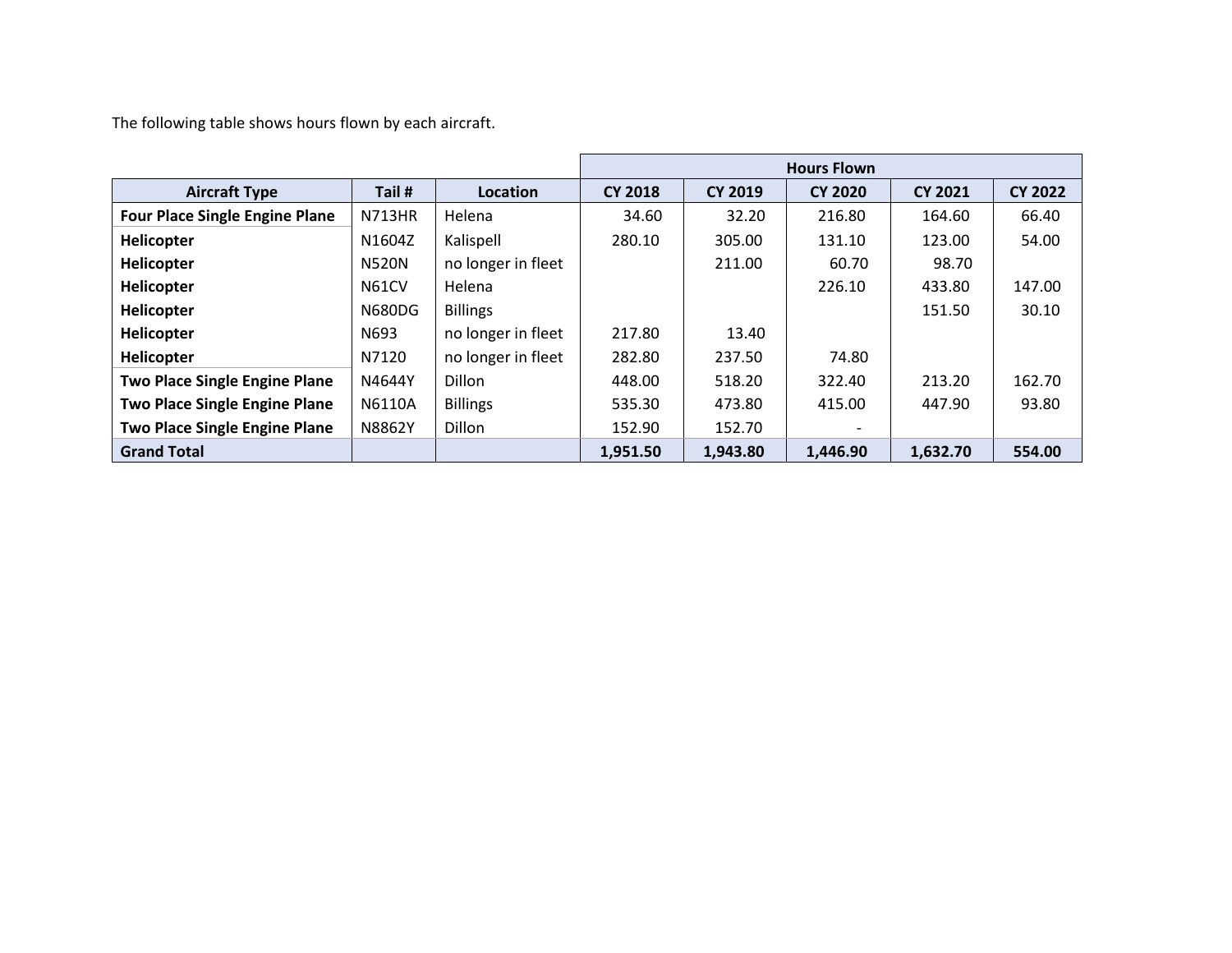The following table shows hours flown by each aircraft.

| | | | Hours Flown | | | | |
|---|---|---|---|---|---|---|---|
| **Aircraft Type** | **Tail #** | **Location** | **CY 2018** | **CY 2019** | **CY 2020** | **CY 2021** | **CY 2022** |
| **Four Place Single Engine Plane** | N713HR | Helena | 34.60 | 32.20 | 216.80 | 164.60 | 66.40 |
| **Helicopter** | N1604Z | Kalispell | 280.10 | 305.00 | 131.10 | 123.00 | 54.00 |
| **Helicopter** | N520N | no longer in fleet | | 211.00 | 60.70 | 98.70 | |
| **Helicopter** | N61CV | Helena | | | 226.10 | 433.80 | 147.00 |
| **Helicopter** | N680DG | Billings | | | | 151.50 | 30.10 |
| **Helicopter** | N693 | no longer in fleet | 217.80 | 13.40 | | | |
| **Helicopter** | N7120 | no longer in fleet | 282.80 | 237.50 | 74.80 | | |
| **Two Place Single Engine Plane** | N4644Y | Dillon | 448.00 | 518.20 | 322.40 | 213.20 | 162.70 |
| **Two Place Single Engine Plane** | N6110A | Billings | 535.30 | 473.80 | 415.00 | 447.90 | 93.80 |
| **Two Place Single Engine Plane** | N8862Y | Dillon | 152.90 | 152.70 | - | | |
| **Grand Total** | | | **1,951.50** | **1,943.80** | **1,446.90** | **1,632.70** | **554.00** |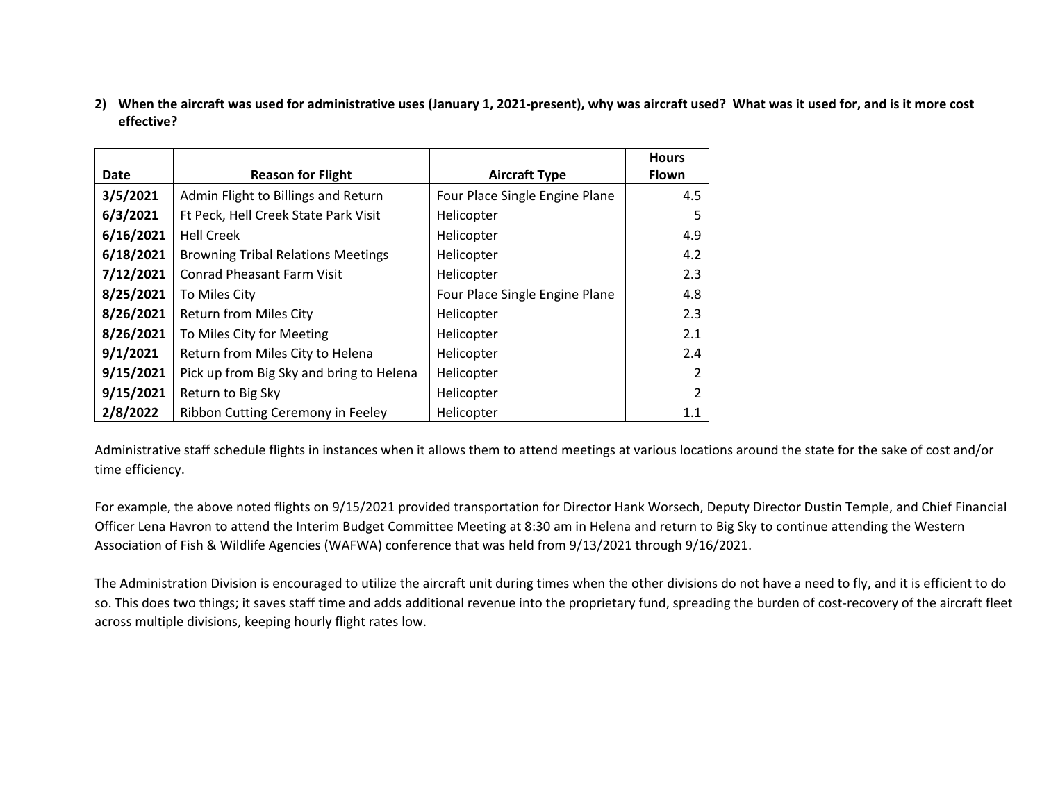**2) When the aircraft was used for administrative uses (January 1, 2021-present), why was aircraft used? What was it used for, and is it more cost effective?**

| Date | Reason for Flight | Aircraft Type | Hours Flown |
|---|---|---|---|
| **3/5/2021** | Admin Flight to Billings and Return | Four Place Single Engine Plane | 4.5 |
| **6/3/2021** | Ft Peck, Hell Creek State Park Visit | Helicopter | 5 |
| **6/16/2021** | Hell Creek | Helicopter | 4.9 |
| **6/18/2021** | Browning Tribal Relations Meetings | Helicopter | 4.2 |
| **7/12/2021** | Conrad Pheasant Farm Visit | Helicopter | 2.3 |
| **8/25/2021** | To Miles City | Four Place Single Engine Plane | 4.8 |
| **8/26/2021** | Return from Miles City | Helicopter | 2.3 |
| **8/26/2021** | To Miles City for Meeting | Helicopter | 2.1 |
| **9/1/2021** | Return from Miles City to Helena | Helicopter | 2.4 |
| **9/15/2021** | Pick up from Big Sky and bring to Helena | Helicopter | 2 |
| **9/15/2021** | Return to Big Sky | Helicopter | 2 |
| **2/8/2022** | Ribbon Cutting Ceremony in Feeley | Helicopter | 1.1 |

Administrative staff schedule flights in instances when it allows them to attend meetings at various locations around the state for the sake of cost and/or time efficiency.

For example, the above noted flights on 9/15/2021 provided transportation for Director Hank Worsech, Deputy Director Dustin Temple, and Chief Financial Officer Lena Havron to attend the Interim Budget Committee Meeting at 8:30 am in Helena and return to Big Sky to continue attending the Western Association of Fish & Wildlife Agencies (WAFWA) conference that was held from 9/13/2021 through 9/16/2021.

The Administration Division is encouraged to utilize the aircraft unit during times when the other divisions do not have a need to fly, and it is efficient to do so. This does two things; it saves staff time and adds additional revenue into the proprietary fund, spreading the burden of cost-recovery of the aircraft fleet across multiple divisions, keeping hourly flight rates low.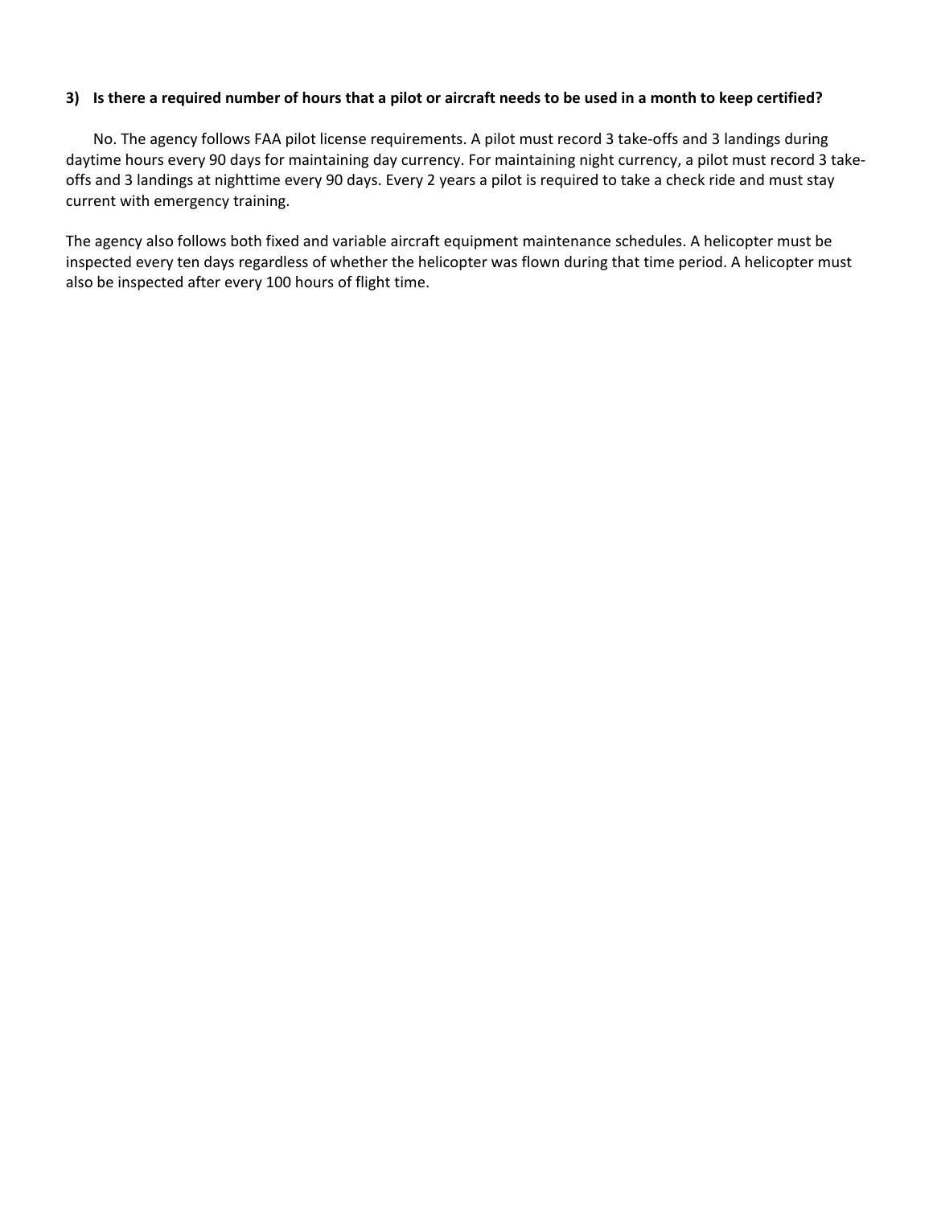**3) Is there a required number of hours that a pilot or aircraft needs to be used in a month to keep certified?**

No. The agency follows FAA pilot license requirements. A pilot must record 3 take-offs and 3 landings during daytime hours every 90 days for maintaining day currency. For maintaining night currency, a pilot must record 3 take-offs and 3 landings at nighttime every 90 days. Every 2 years a pilot is required to take a check ride and must stay current with emergency training.

The agency also follows both fixed and variable aircraft equipment maintenance schedules. A helicopter must be inspected every ten days regardless of whether the helicopter was flown during that time period. A helicopter must also be inspected after every 100 hours of flight time.